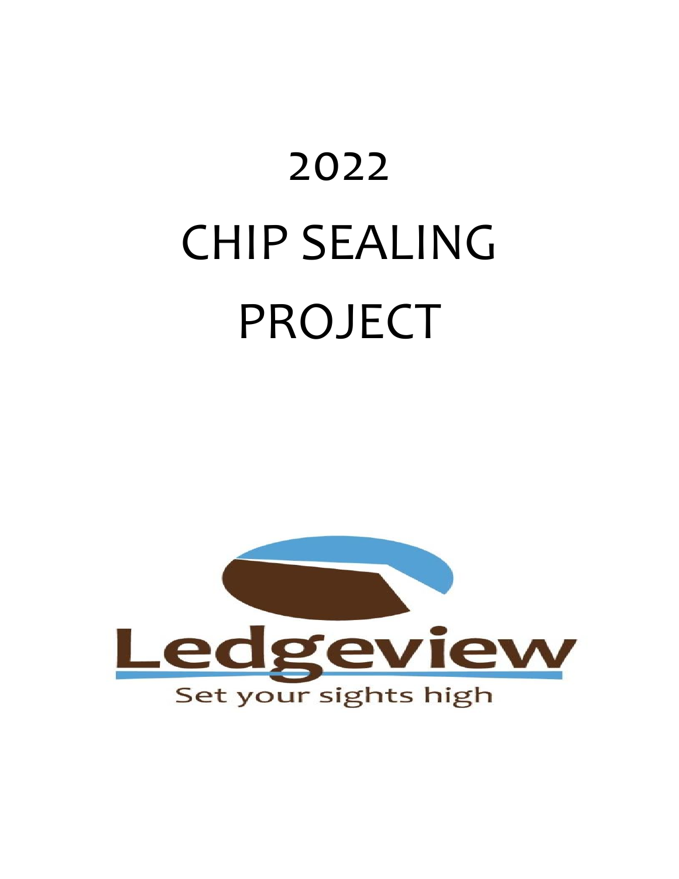# 2022

# CHIP SEALING

# PROJECT

Ledgeview

Set your sights high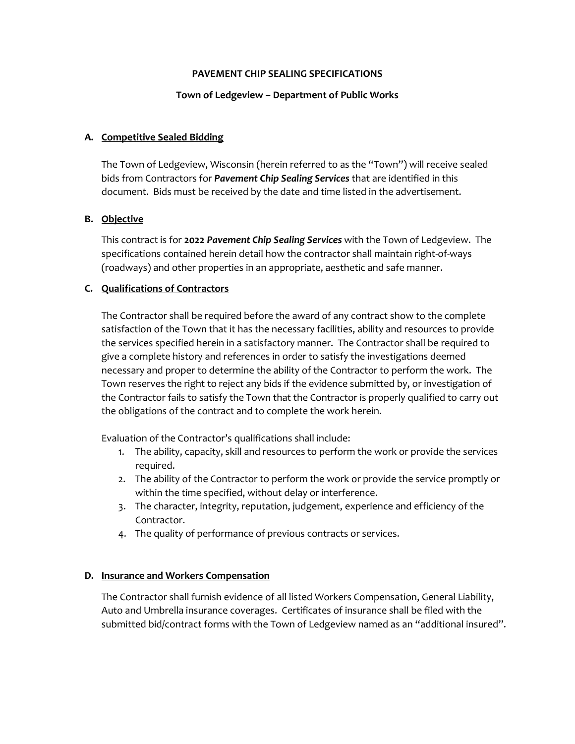**PAVEMENT CHIP SEALING SPECIFICATIONS**

**Town of Ledgeview – Department of Public Works**

**A. Competitive Sealed Bidding**

The Town of Ledgeview, Wisconsin (herein referred to as the "Town") will receive sealed bids from Contractors for ***Pavement Chip Sealing Services*** that are identified in this document. Bids must be received by the date and time listed in the advertisement.

**B. Objective**

This contract is for **2022 *Pavement Chip Sealing Services*** with the Town of Ledgeview. The specifications contained herein detail how the contractor shall maintain right-of-ways (roadways) and other properties in an appropriate, aesthetic and safe manner.

**C. Qualifications of Contractors**

The Contractor shall be required before the award of any contract show to the complete satisfaction of the Town that it has the necessary facilities, ability and resources to provide the services specified herein in a satisfactory manner. The Contractor shall be required to give a complete history and references in order to satisfy the investigations deemed necessary and proper to determine the ability of the Contractor to perform the work. The Town reserves the right to reject any bids if the evidence submitted by, or investigation of the Contractor fails to satisfy the Town that the Contractor is properly qualified to carry out the obligations of the contract and to complete the work herein.

Evaluation of the Contractor's qualifications shall include:

1. The ability, capacity, skill and resources to perform the work or provide the services required.
2. The ability of the Contractor to perform the work or provide the service promptly or within the time specified, without delay or interference.
3. The character, integrity, reputation, judgement, experience and efficiency of the Contractor.
4. The quality of performance of previous contracts or services.

**D. Insurance and Workers Compensation**

The Contractor shall furnish evidence of all listed Workers Compensation, General Liability, Auto and Umbrella insurance coverages. Certificates of insurance shall be filed with the submitted bid/contract forms with the Town of Ledgeview named as an "additional insured".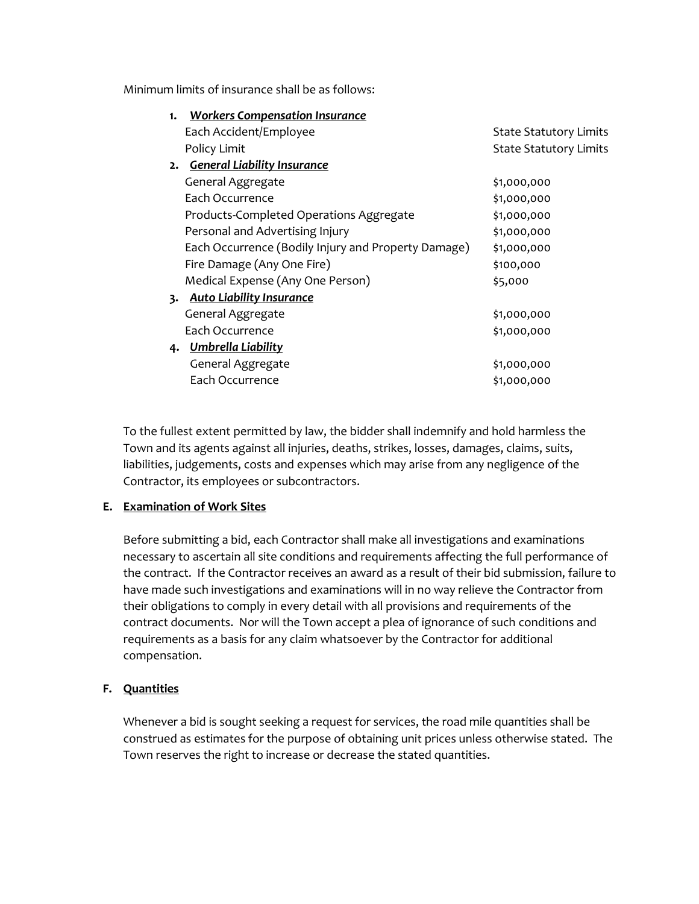Minimum limits of insurance shall be as follows:

1. ***Workers Compensation Insurance***

| | |
|---|---|
| Each Accident/Employee | State Statutory Limits |
| Policy Limit | State Statutory Limits |

2. ***General Liability Insurance***

| | |
|---|---|
| General Aggregate | $1,000,000 |
| Each Occurrence | $1,000,000 |
| Products-Completed Operations Aggregate | $1,000,000 |
| Personal and Advertising Injury | $1,000,000 |
| Each Occurrence (Bodily Injury and Property Damage) | $1,000,000 |
| Fire Damage (Any One Fire) | $100,000 |
| Medical Expense (Any One Person) | $5,000 |

3. ***Auto Liability Insurance***

| | |
|---|---|
| General Aggregate | $1,000,000 |
| Each Occurrence | $1,000,000 |

4. ***Umbrella Liability***

| | |
|---|---|
| General Aggregate | $1,000,000 |
| Each Occurrence | $1,000,000 |

To the fullest extent permitted by law, the bidder shall indemnify and hold harmless the Town and its agents against all injuries, deaths, strikes, losses, damages, claims, suits, liabilities, judgements, costs and expenses which may arise from any negligence of the Contractor, its employees or subcontractors.

### E. Examination of Work Sites

Before submitting a bid, each Contractor shall make all investigations and examinations necessary to ascertain all site conditions and requirements affecting the full performance of the contract. If the Contractor receives an award as a result of their bid submission, failure to have made such investigations and examinations will in no way relieve the Contractor from their obligations to comply in every detail with all provisions and requirements of the contract documents. Nor will the Town accept a plea of ignorance of such conditions and requirements as a basis for any claim whatsoever by the Contractor for additional compensation.

### F. Quantities

Whenever a bid is sought seeking a request for services, the road mile quantities shall be construed as estimates for the purpose of obtaining unit prices unless otherwise stated. The Town reserves the right to increase or decrease the stated quantities.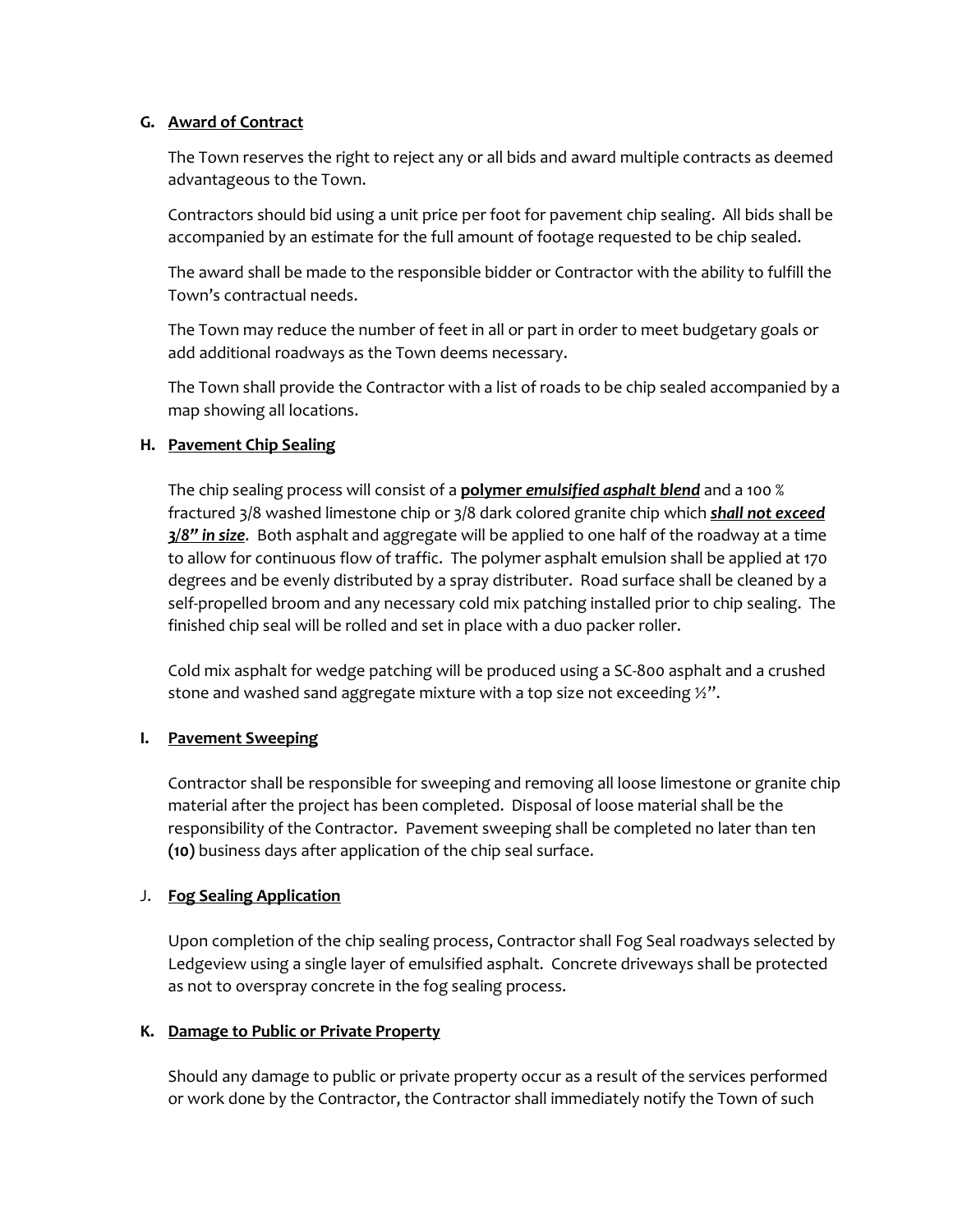**G. <u>Award of Contract</u>**

The Town reserves the right to reject any or all bids and award multiple contracts as deemed advantageous to the Town.

Contractors should bid using a unit price per foot for pavement chip sealing. All bids shall be accompanied by an estimate for the full amount of footage requested to be chip sealed.

The award shall be made to the responsible bidder or Contractor with the ability to fulfill the Town's contractual needs.

The Town may reduce the number of feet in all or part in order to meet budgetary goals or add additional roadways as the Town deems necessary.

The Town shall provide the Contractor with a list of roads to be chip sealed accompanied by a map showing all locations.

**H. <u>Pavement Chip Sealing</u>**

The chip sealing process will consist of a **<u>polymer *emulsified asphalt blend*</u>** and a 100 % fractured 3/8 washed limestone chip or 3/8 dark colored granite chip which ***<u>shall not exceed 3/8" in size</u>***. Both asphalt and aggregate will be applied to one half of the roadway at a time to allow for continuous flow of traffic. The polymer asphalt emulsion shall be applied at 170 degrees and be evenly distributed by a spray distributer. Road surface shall be cleaned by a self-propelled broom and any necessary cold mix patching installed prior to chip sealing. The finished chip seal will be rolled and set in place with a duo packer roller.

Cold mix asphalt for wedge patching will be produced using a SC-800 asphalt and a crushed stone and washed sand aggregate mixture with a top size not exceeding ½".

**I. <u>Pavement Sweeping</u>**

Contractor shall be responsible for sweeping and removing all loose limestone or granite chip material after the project has been completed. Disposal of loose material shall be the responsibility of the Contractor. Pavement sweeping shall be completed no later than ten **(10)** business days after application of the chip seal surface.

J. **<u>Fog Sealing Application</u>**

Upon completion of the chip sealing process, Contractor shall Fog Seal roadways selected by Ledgeview using a single layer of emulsified asphalt. Concrete driveways shall be protected as not to overspray concrete in the fog sealing process.

**K. <u>Damage to Public or Private Property</u>**

Should any damage to public or private property occur as a result of the services performed or work done by the Contractor, the Contractor shall immediately notify the Town of such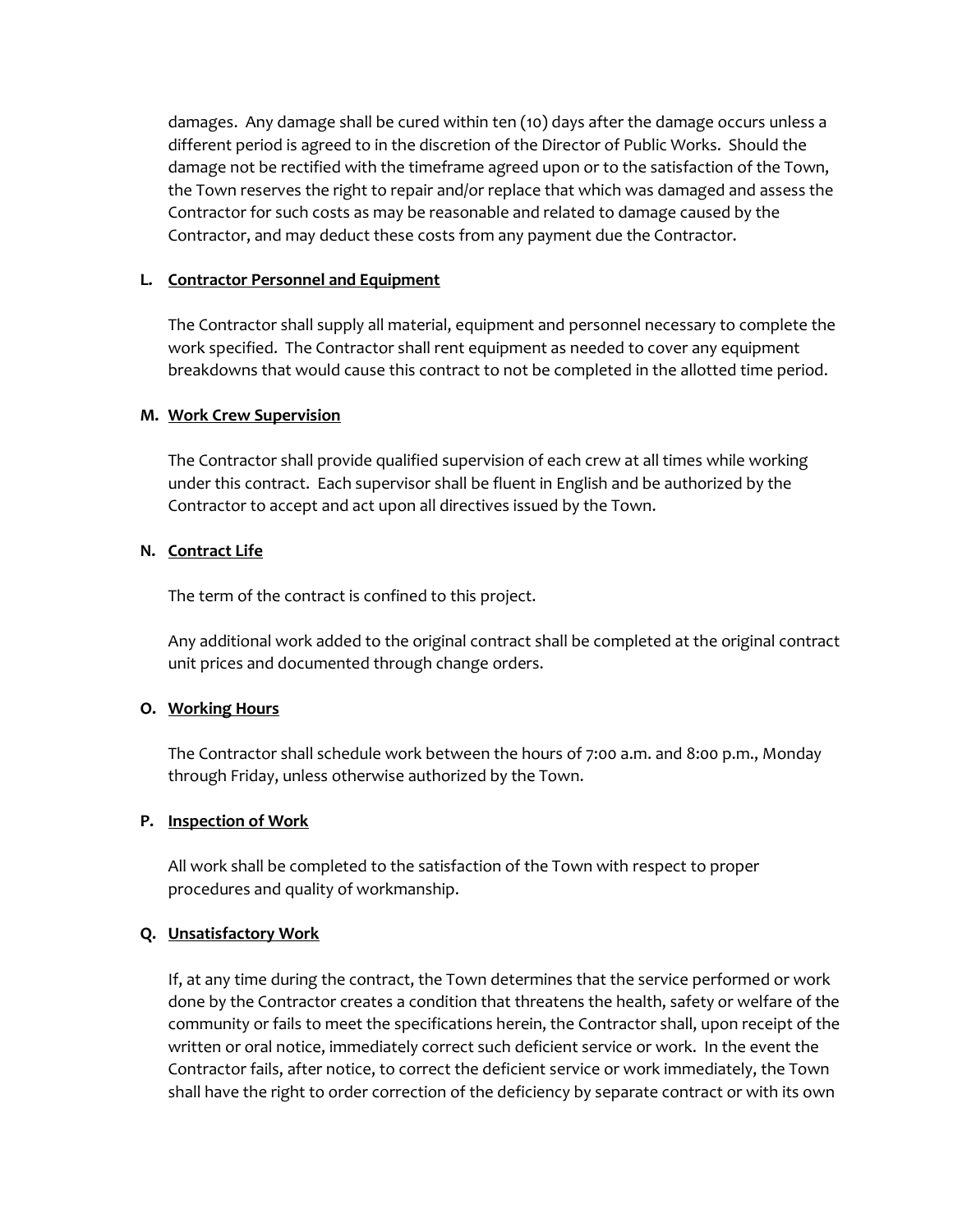damages. Any damage shall be cured within ten (10) days after the damage occurs unless a different period is agreed to in the discretion of the Director of Public Works. Should the damage not be rectified with the timeframe agreed upon or to the satisfaction of the Town, the Town reserves the right to repair and/or replace that which was damaged and assess the Contractor for such costs as may be reasonable and related to damage caused by the Contractor, and may deduct these costs from any payment due the Contractor.

**L. <u>Contractor Personnel and Equipment</u>**

The Contractor shall supply all material, equipment and personnel necessary to complete the work specified. The Contractor shall rent equipment as needed to cover any equipment breakdowns that would cause this contract to not be completed in the allotted time period.

**M. <u>Work Crew Supervision</u>**

The Contractor shall provide qualified supervision of each crew at all times while working under this contract. Each supervisor shall be fluent in English and be authorized by the Contractor to accept and act upon all directives issued by the Town.

**N. <u>Contract Life</u>**

The term of the contract is confined to this project.

Any additional work added to the original contract shall be completed at the original contract unit prices and documented through change orders.

**O. <u>Working Hours</u>**

The Contractor shall schedule work between the hours of 7:00 a.m. and 8:00 p.m., Monday through Friday, unless otherwise authorized by the Town.

**P. <u>Inspection of Work</u>**

All work shall be completed to the satisfaction of the Town with respect to proper procedures and quality of workmanship.

**Q. <u>Unsatisfactory Work</u>**

If, at any time during the contract, the Town determines that the service performed or work done by the Contractor creates a condition that threatens the health, safety or welfare of the community or fails to meet the specifications herein, the Contractor shall, upon receipt of the written or oral notice, immediately correct such deficient service or work. In the event the Contractor fails, after notice, to correct the deficient service or work immediately, the Town shall have the right to order correction of the deficiency by separate contract or with its own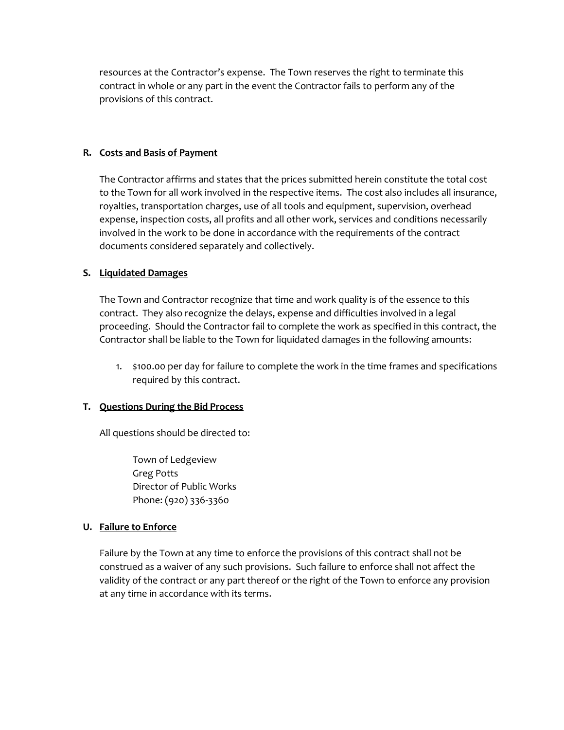resources at the Contractor's expense. The Town reserves the right to terminate this contract in whole or any part in the event the Contractor fails to perform any of the provisions of this contract.

**R. Costs and Basis of Payment**

The Contractor affirms and states that the prices submitted herein constitute the total cost to the Town for all work involved in the respective items. The cost also includes all insurance, royalties, transportation charges, use of all tools and equipment, supervision, overhead expense, inspection costs, all profits and all other work, services and conditions necessarily involved in the work to be done in accordance with the requirements of the contract documents considered separately and collectively.

**S. Liquidated Damages**

The Town and Contractor recognize that time and work quality is of the essence to this contract. They also recognize the delays, expense and difficulties involved in a legal proceeding. Should the Contractor fail to complete the work as specified in this contract, the Contractor shall be liable to the Town for liquidated damages in the following amounts:

1. $100.00 per day for failure to complete the work in the time frames and specifications required by this contract.

**T. Questions During the Bid Process**

All questions should be directed to:

Town of Ledgeview
Greg Potts
Director of Public Works
Phone: (920) 336-3360

**U. Failure to Enforce**

Failure by the Town at any time to enforce the provisions of this contract shall not be construed as a waiver of any such provisions. Such failure to enforce shall not affect the validity of the contract or any part thereof or the right of the Town to enforce any provision at any time in accordance with its terms.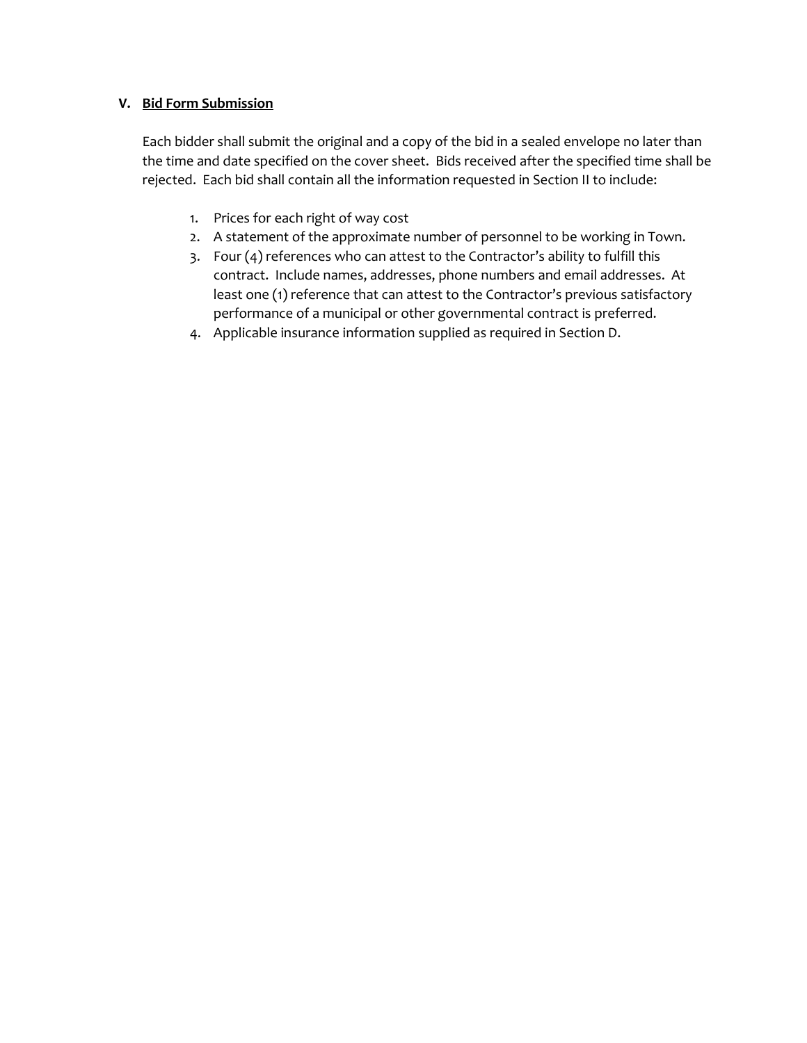## V. <u>Bid Form Submission</u>

Each bidder shall submit the original and a copy of the bid in a sealed envelope no later than the time and date specified on the cover sheet. Bids received after the specified time shall be rejected. Each bid shall contain all the information requested in Section II to include:

1. Prices for each right of way cost
2. A statement of the approximate number of personnel to be working in Town.
3. Four (4) references who can attest to the Contractor's ability to fulfill this contract. Include names, addresses, phone numbers and email addresses. At least one (1) reference that can attest to the Contractor's previous satisfactory performance of a municipal or other governmental contract is preferred.
4. Applicable insurance information supplied as required in Section D.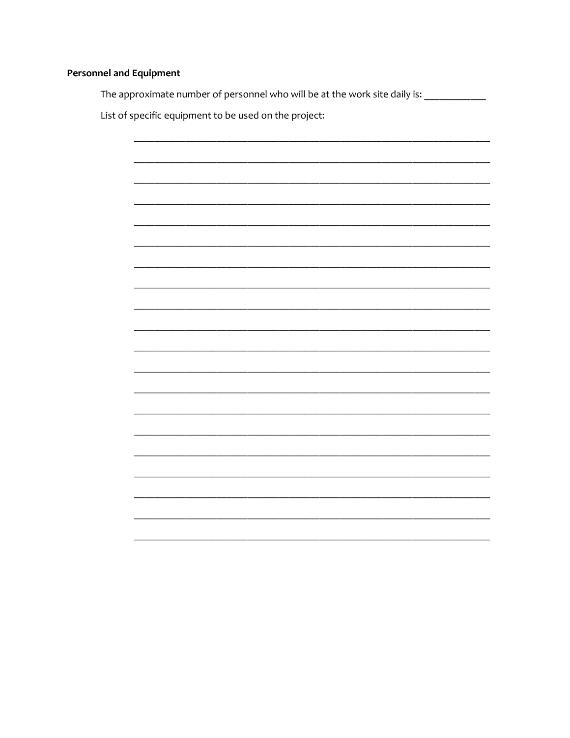**Personnel and Equipment**

The approximate number of personnel who will be at the work site daily is: ____________

List of specific equipment to be used on the project:

______________________________________________________________________

______________________________________________________________________

______________________________________________________________________

______________________________________________________________________

______________________________________________________________________

______________________________________________________________________

______________________________________________________________________

______________________________________________________________________

______________________________________________________________________

______________________________________________________________________

______________________________________________________________________

______________________________________________________________________

______________________________________________________________________

______________________________________________________________________

______________________________________________________________________

______________________________________________________________________

______________________________________________________________________

______________________________________________________________________

______________________________________________________________________

______________________________________________________________________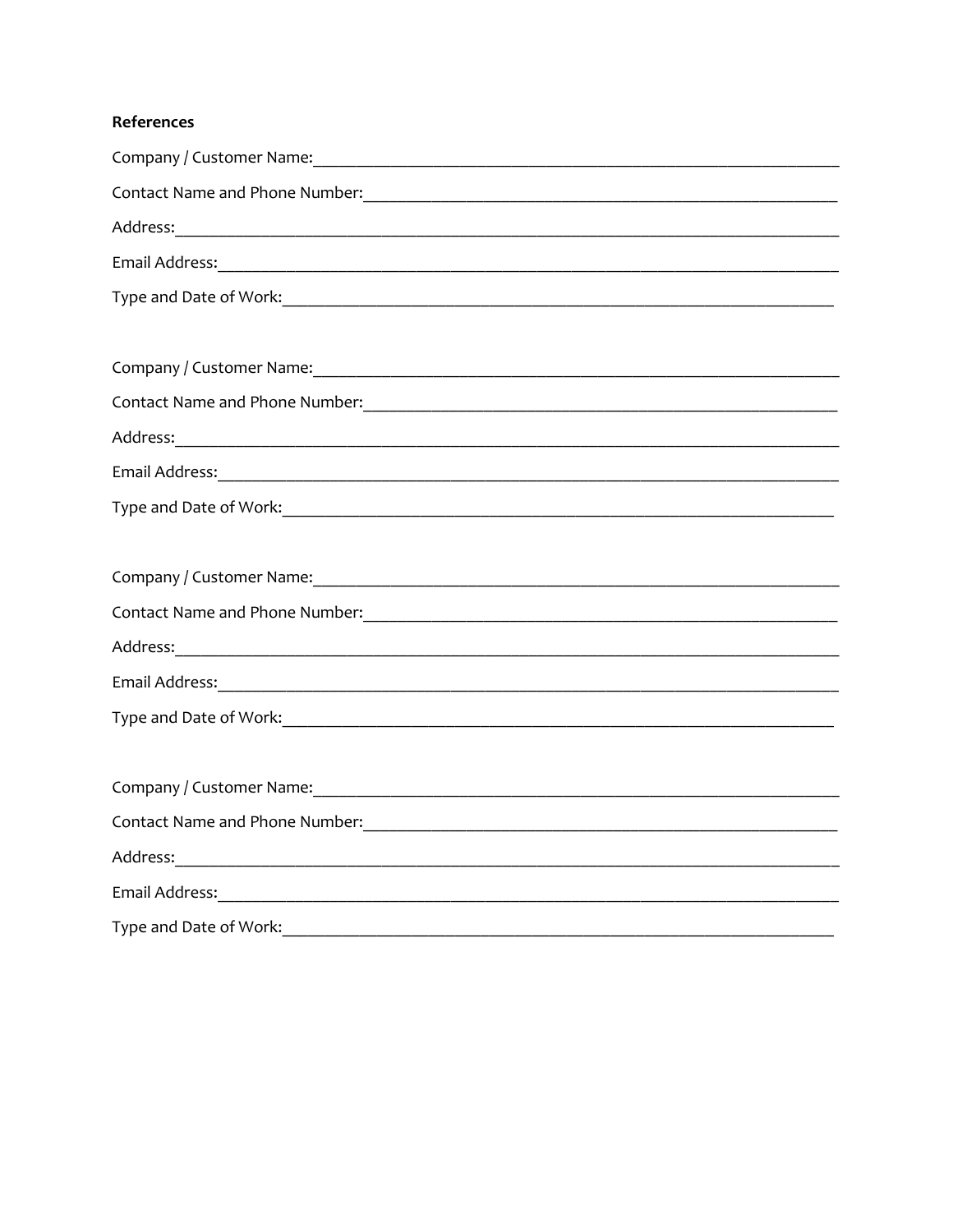**References**

Company / Customer Name:_______________________________________________________________

Contact Name and Phone Number:_________________________________________________________

Address:_______________________________________________________________________________

Email Address:__________________________________________________________________________

Type and Date of Work:__________________________________________________________________

Company / Customer Name:_______________________________________________________________

Contact Name and Phone Number:_________________________________________________________

Address:_______________________________________________________________________________

Email Address:__________________________________________________________________________

Type and Date of Work:__________________________________________________________________

Company / Customer Name:_______________________________________________________________

Contact Name and Phone Number:_________________________________________________________

Address:_______________________________________________________________________________

Email Address:__________________________________________________________________________

Type and Date of Work:__________________________________________________________________

Company / Customer Name:_______________________________________________________________

Contact Name and Phone Number:_________________________________________________________

Address:_______________________________________________________________________________

Email Address:__________________________________________________________________________

Type and Date of Work:__________________________________________________________________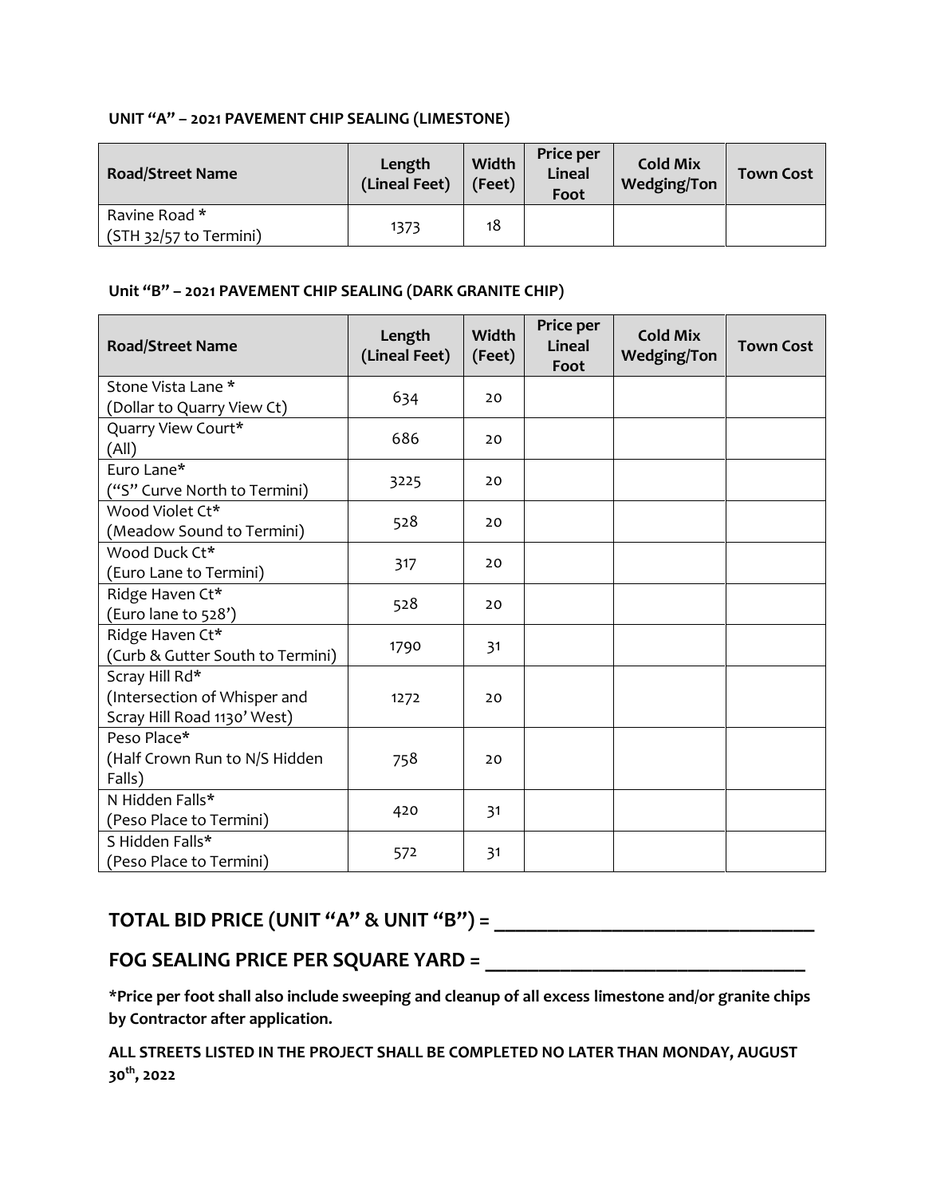**UNIT "A" – 2021 PAVEMENT CHIP SEALING (LIMESTONE)**

| Road/Street Name | Length (Lineal Feet) | Width (Feet) | Price per Lineal Foot | Cold Mix Wedging/Ton | Town Cost |
|---|---|---|---|---|---|
| Ravine Road *<br>(STH 32/57 to Termini) | 1373 | 18 | | | |

**Unit "B" – 2021 PAVEMENT CHIP SEALING (DARK GRANITE CHIP)**

| Road/Street Name | Length (Lineal Feet) | Width (Feet) | Price per Lineal Foot | Cold Mix Wedging/Ton | Town Cost |
|---|---|---|---|---|---|
| Stone Vista Lane *<br>(Dollar to Quarry View Ct) | 634 | 20 | | | |
| Quarry View Court*<br>(All) | 686 | 20 | | | |
| Euro Lane*<br>("S" Curve North to Termini) | 3225 | 20 | | | |
| Wood Violet Ct*<br>(Meadow Sound to Termini) | 528 | 20 | | | |
| Wood Duck Ct*<br>(Euro Lane to Termini) | 317 | 20 | | | |
| Ridge Haven Ct*<br>(Euro lane to 528') | 528 | 20 | | | |
| Ridge Haven Ct*<br>(Curb & Gutter South to Termini) | 1790 | 31 | | | |
| Scray Hill Rd*<br>(Intersection of Whisper and Scray Hill Road 1130' West) | 1272 | 20 | | | |
| Peso Place*<br>(Half Crown Run to N/S Hidden Falls) | 758 | 20 | | | |
| N Hidden Falls*<br>(Peso Place to Termini) | 420 | 31 | | | |
| S Hidden Falls*<br>(Peso Place to Termini) | 572 | 31 | | | |

## TOTAL BID PRICE (UNIT "A" & UNIT "B") = ______________________________

## FOG SEALING PRICE PER SQUARE YARD = ______________________________

**\*Price per foot shall also include sweeping and cleanup of all excess limestone and/or granite chips by Contractor after application.**

**ALL STREETS LISTED IN THE PROJECT SHALL BE COMPLETED NO LATER THAN MONDAY, AUGUST 30th, 2022**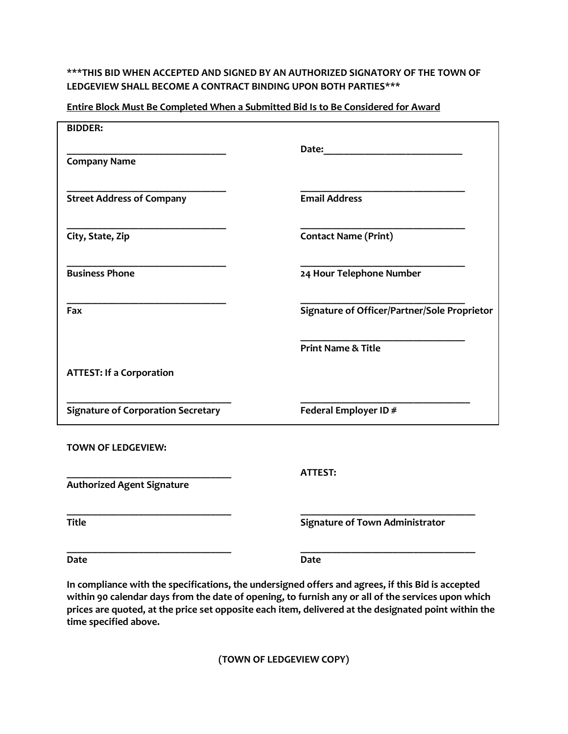**\*\*\*THIS BID WHEN ACCEPTED AND SIGNED BY AN AUTHORIZED SIGNATORY OF THE TOWN OF LEDGEVIEW SHALL BECOME A CONTRACT BINDING UPON BOTH PARTIES\*\*\***

**<u>Entire Block Must Be Completed When a Submitted Bid Is to Be Considered for Award</u>**

**BIDDER:**

| | |
|---|---|
| _________________________________ | **Date:**____________________________ |
| **Company Name** | |
| _________________________________ | _________________________________ |
| **Street Address of Company** | **Email Address** |
| _________________________________ | _________________________________ |
| **City, State, Zip** | **Contact Name (Print)** |
| _________________________________ | _________________________________ |
| **Business Phone** | **24 Hour Telephone Number** |
| _________________________________ | _________________________________ |
| **Fax** | **Signature of Officer/Partner/Sole Proprietor** |
| | _________________________________ |
| | **Print Name & Title** |
| **ATTEST: If a Corporation** | |
| _________________________________ | _________________________________ |
| **Signature of Corporation Secretary** | **Federal Employer ID #** |

**TOWN OF LEDGEVIEW:**

| | |
|---|---|
| _________________________________ | **ATTEST:** |
| **Authorized Agent Signature** | |
| _________________________________ | _________________________________ |
| **Title** | **Signature of Town Administrator** |
| _________________________________ | _________________________________ |
| **Date** | **Date** |

**In compliance with the specifications, the undersigned offers and agrees, if this Bid is accepted within 90 calendar days from the date of opening, to furnish any or all of the services upon which prices are quoted, at the price set opposite each item, delivered at the designated point within the time specified above.**

**(TOWN OF LEDGEVIEW COPY)**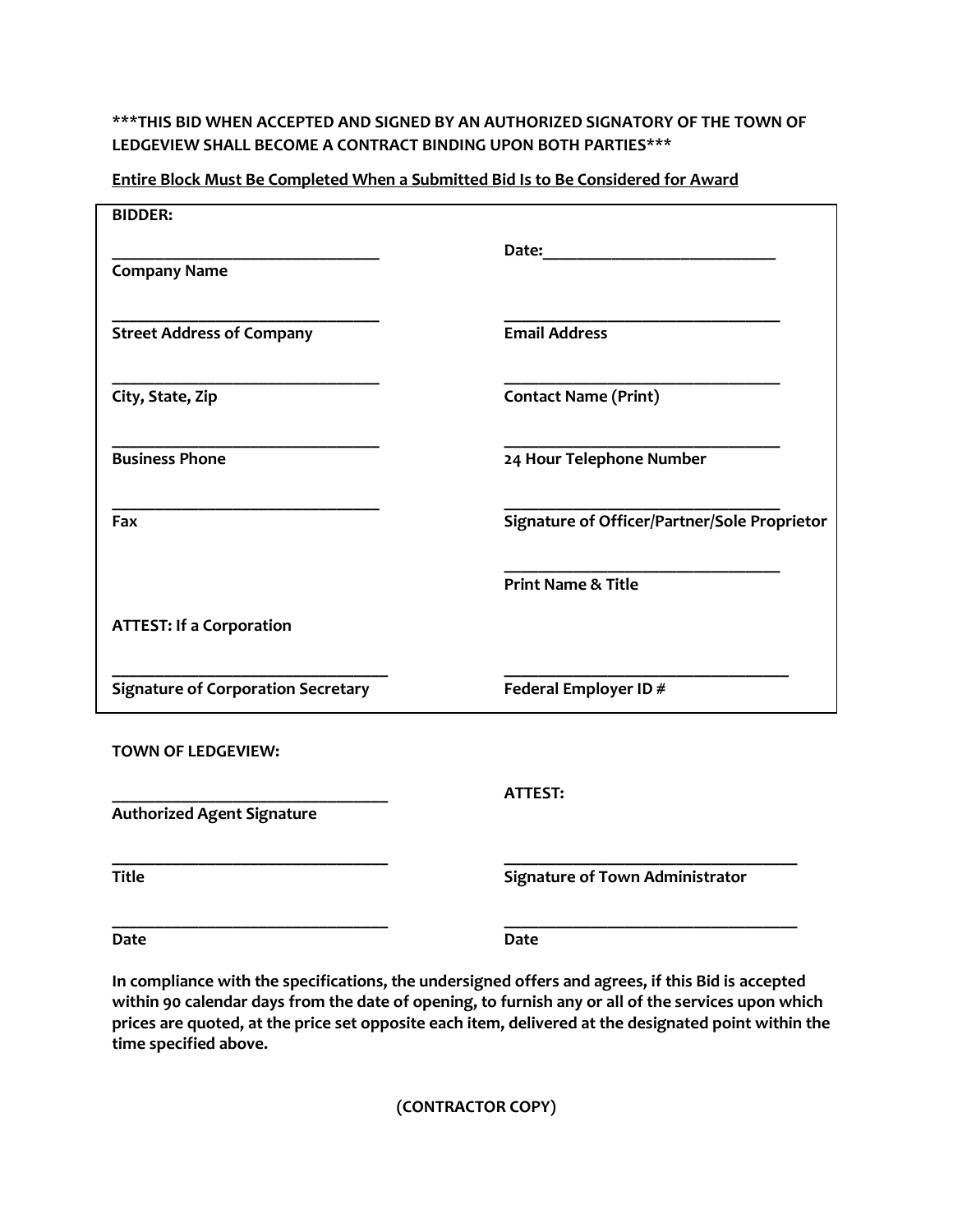**\*\*\*THIS BID WHEN ACCEPTED AND SIGNED BY AN AUTHORIZED SIGNATORY OF THE TOWN OF LEDGEVIEW SHALL BECOME A CONTRACT BINDING UPON BOTH PARTIES\*\*\***

**Entire Block Must Be Completed When a Submitted Bid Is to Be Considered for Award**

**BIDDER:**

| | |
|---|---|
| ______________________________ **Company Name** | **Date:**__________________________ |
| ______________________________ **Street Address of Company** | ______________________________ **Email Address** |
| ______________________________ **City, State, Zip** | ______________________________ **Contact Name (Print)** |
| ______________________________ **Business Phone** | ______________________________ **24 Hour Telephone Number** |
| ______________________________ **Fax** | ______________________________ **Signature of Officer/Partner/Sole Proprietor** |
| | ______________________________ **Print Name & Title** |
| **ATTEST: If a Corporation** | |
| ______________________________ **Signature of Corporation Secretary** | ______________________________ **Federal Employer ID #** |

**TOWN OF LEDGEVIEW:**

| | |
|---|---|
| ______________________________ **Authorized Agent Signature** | **ATTEST:** |
| ______________________________ **Title** | ______________________________ **Signature of Town Administrator** |
| ______________________________ **Date** | ______________________________ **Date** |

**In compliance with the specifications, the undersigned offers and agrees, if this Bid is accepted within 90 calendar days from the date of opening, to furnish any or all of the services upon which prices are quoted, at the price set opposite each item, delivered at the designated point within the time specified above.**

**(CONTRACTOR COPY)**